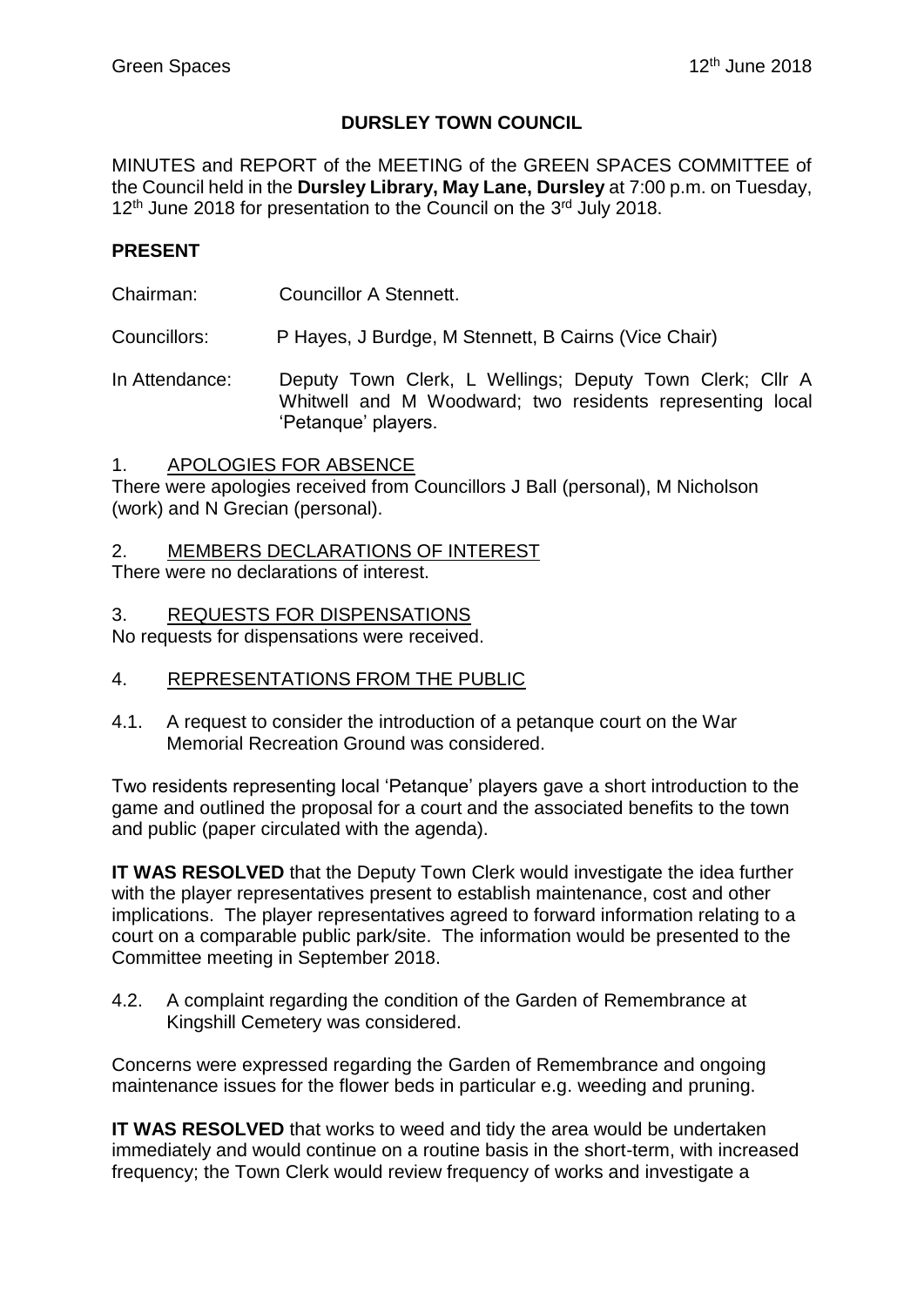# DURSLEY TOWN COUNCIL

MINUTES and REPORT of the MEETING of the GREEN SPACES COMMITTEE of the Council held in the **Dursley Library, May Lane, Dursley** at 7:00 p.m. on Tuesday, 12th June 2018 for presentation to the Council on the 3rd July 2018.

## PRESENT

Chairman: Councillor A Stennett.

Councillors: P Hayes, J Burdge, M Stennett, B Cairns (Vice Chair)

In Attendance: Deputy Town Clerk, L Wellings; Deputy Town Clerk; Cllr A Whitwell and M Woodward; two residents representing local 'Petanque' players.

1. APOLOGIES FOR ABSENCE

There were apologies received from Councillors J Ball (personal), M Nicholson (work) and N Grecian (personal).

2. MEMBERS DECLARATIONS OF INTEREST

There were no declarations of interest.

3. REQUESTS FOR DISPENSATIONS

No requests for dispensations were received.

4. REPRESENTATIONS FROM THE PUBLIC

4.1. A request to consider the introduction of a petanque court on the War Memorial Recreation Ground was considered.

Two residents representing local 'Petanque' players gave a short introduction to the game and outlined the proposal for a court and the associated benefits to the town and public (paper circulated with the agenda).

**IT WAS RESOLVED** that the Deputy Town Clerk would investigate the idea further with the player representatives present to establish maintenance, cost and other implications. The player representatives agreed to forward information relating to a court on a comparable public park/site. The information would be presented to the Committee meeting in September 2018.

4.2. A complaint regarding the condition of the Garden of Remembrance at Kingshill Cemetery was considered.

Concerns were expressed regarding the Garden of Remembrance and ongoing maintenance issues for the flower beds in particular e.g. weeding and pruning.

**IT WAS RESOLVED** that works to weed and tidy the area would be undertaken immediately and would continue on a routine basis in the short-term, with increased frequency; the Town Clerk would review frequency of works and investigate a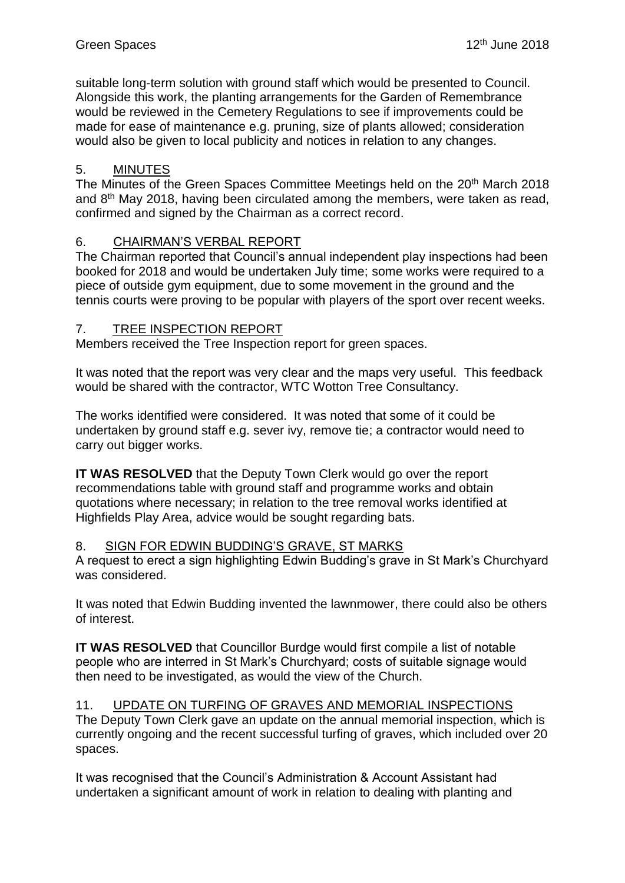suitable long-term solution with ground staff which would be presented to Council. Alongside this work, the planting arrangements for the Garden of Remembrance would be reviewed in the Cemetery Regulations to see if improvements could be made for ease of maintenance e.g. pruning, size of plants allowed; consideration would also be given to local publicity and notices in relation to any changes.

## 5. MINUTES

The Minutes of the Green Spaces Committee Meetings held on the 20th March 2018 and 8th May 2018, having been circulated among the members, were taken as read, confirmed and signed by the Chairman as a correct record.

## 6. CHAIRMAN'S VERBAL REPORT

The Chairman reported that Council's annual independent play inspections had been booked for 2018 and would be undertaken July time; some works were required to a piece of outside gym equipment, due to some movement in the ground and the tennis courts were proving to be popular with players of the sport over recent weeks.

## 7. TREE INSPECTION REPORT

Members received the Tree Inspection report for green spaces.

It was noted that the report was very clear and the maps very useful. This feedback would be shared with the contractor, WTC Wotton Tree Consultancy.

The works identified were considered. It was noted that some of it could be undertaken by ground staff e.g. sever ivy, remove tie; a contractor would need to carry out bigger works.

**IT WAS RESOLVED** that the Deputy Town Clerk would go over the report recommendations table with ground staff and programme works and obtain quotations where necessary; in relation to the tree removal works identified at Highfields Play Area, advice would be sought regarding bats.

## 8. SIGN FOR EDWIN BUDDING'S GRAVE, ST MARKS

A request to erect a sign highlighting Edwin Budding's grave in St Mark's Churchyard was considered.

It was noted that Edwin Budding invented the lawnmower, there could also be others of interest.

**IT WAS RESOLVED** that Councillor Burdge would first compile a list of notable people who are interred in St Mark's Churchyard; costs of suitable signage would then need to be investigated, as would the view of the Church.

## 11. UPDATE ON TURFING OF GRAVES AND MEMORIAL INSPECTIONS

The Deputy Town Clerk gave an update on the annual memorial inspection, which is currently ongoing and the recent successful turfing of graves, which included over 20 spaces.

It was recognised that the Council's Administration & Account Assistant had undertaken a significant amount of work in relation to dealing with planting and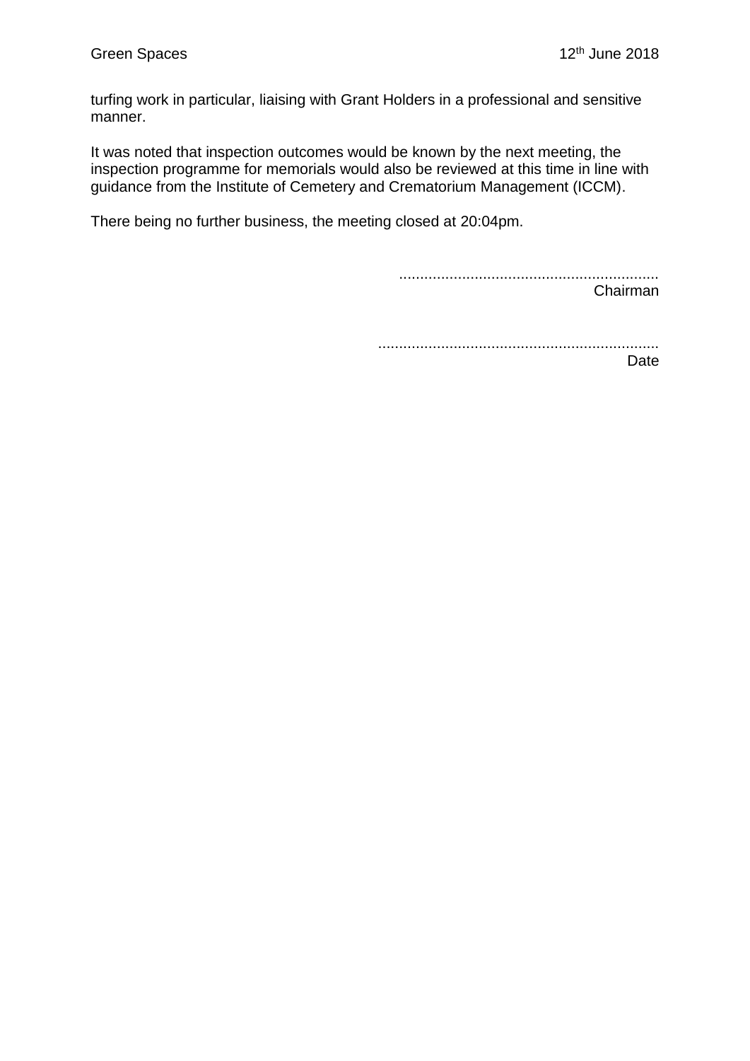turfing work in particular, liaising with Grant Holders in a professional and sensitive manner.

It was noted that inspection outcomes would be known by the next meeting, the inspection programme for memorials would also be reviewed at this time in line with guidance from the Institute of Cemetery and Crematorium Management (ICCM).

There being no further business, the meeting closed at 20:04pm.

.............................................................
Chairman

..................................................................
Date